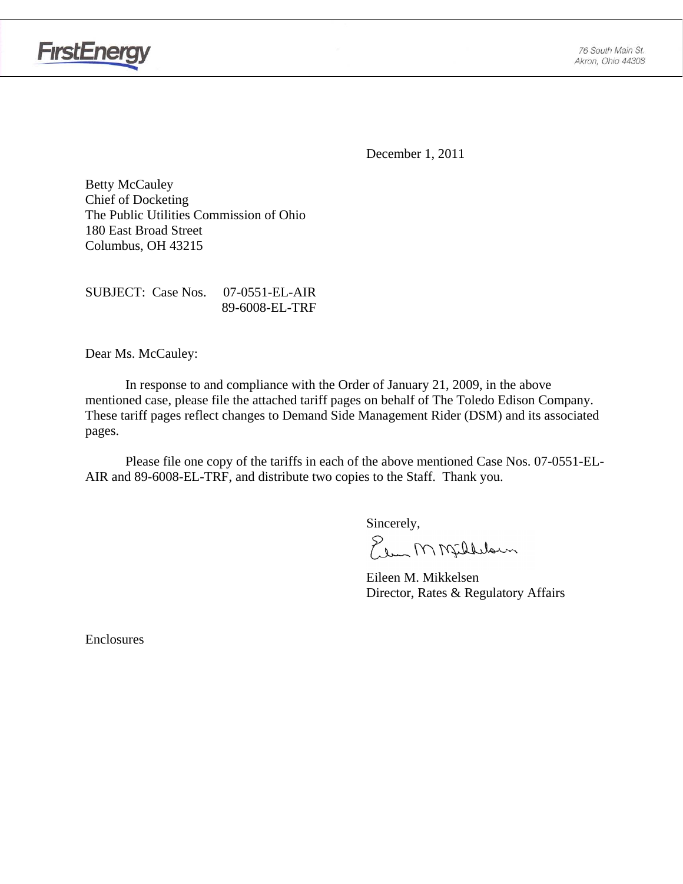FirstEnergy

76 South Main St.
Akron, Ohio 44308

December 1, 2011

Betty McCauley
Chief of Docketing
The Public Utilities Commission of Ohio
180 East Broad Street
Columbus, OH 43215

SUBJECT: Case Nos. 07-0551-EL-AIR
89-6008-EL-TRF

Dear Ms. McCauley:

In response to and compliance with the Order of January 21, 2009, in the above mentioned case, please file the attached tariff pages on behalf of The Toledo Edison Company. These tariff pages reflect changes to Demand Side Management Rider (DSM) and its associated pages.

Please file one copy of the tariffs in each of the above mentioned Case Nos. 07-0551-EL-AIR and 89-6008-EL-TRF, and distribute two copies to the Staff. Thank you.

Sincerely,

Eileen M. Mikkelsen
Director, Rates & Regulatory Affairs

Enclosures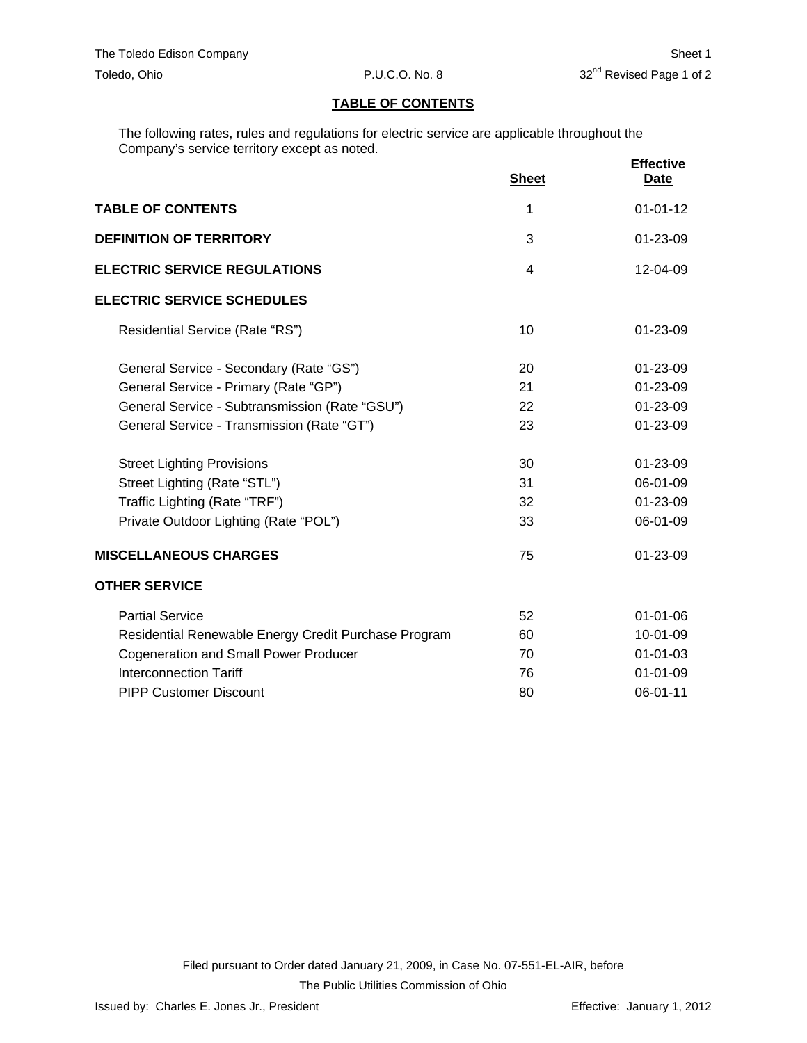## TABLE OF CONTENTS

The following rates, rules and regulations for electric service are applicable throughout the Company's service territory except as noted.

| | Sheet | Effective Date |
|---|---|---|
| **TABLE OF CONTENTS** | 1 | 01-01-12 |
| **DEFINITION OF TERRITORY** | 3 | 01-23-09 |
| **ELECTRIC SERVICE REGULATIONS** | 4 | 12-04-09 |
| **ELECTRIC SERVICE SCHEDULES** | | |
| Residential Service (Rate "RS") | 10 | 01-23-09 |
| General Service - Secondary (Rate "GS") | 20 | 01-23-09 |
| General Service - Primary (Rate "GP") | 21 | 01-23-09 |
| General Service - Subtransmission (Rate "GSU") | 22 | 01-23-09 |
| General Service - Transmission (Rate "GT") | 23 | 01-23-09 |
| Street Lighting Provisions | 30 | 01-23-09 |
| Street Lighting (Rate "STL") | 31 | 06-01-09 |
| Traffic Lighting (Rate "TRF") | 32 | 01-23-09 |
| Private Outdoor Lighting (Rate "POL") | 33 | 06-01-09 |
| **MISCELLANEOUS CHARGES** | 75 | 01-23-09 |
| **OTHER SERVICE** | | |
| Partial Service | 52 | 01-01-06 |
| Residential Renewable Energy Credit Purchase Program | 60 | 10-01-09 |
| Cogeneration and Small Power Producer | 70 | 01-01-03 |
| Interconnection Tariff | 76 | 01-01-09 |
| PIPP Customer Discount | 80 | 06-01-11 |

Filed pursuant to Order dated January 21, 2009, in Case No. 07-551-EL-AIR, before The Public Utilities Commission of Ohio

Issued by: Charles E. Jones Jr., President

Effective: January 1, 2012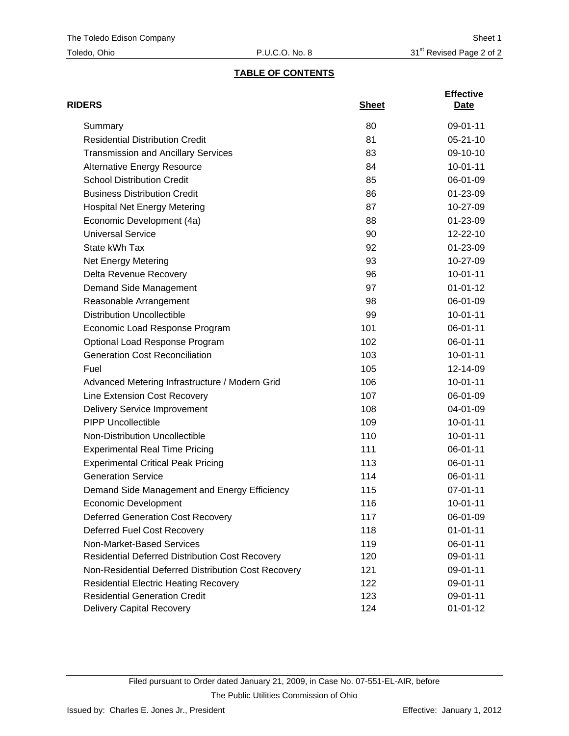## TABLE OF CONTENTS

| RIDERS | Sheet | Effective Date |
|---|---|---|
| Summary | 80 | 09-01-11 |
| Residential Distribution Credit | 81 | 05-21-10 |
| Transmission and Ancillary Services | 83 | 09-10-10 |
| Alternative Energy Resource | 84 | 10-01-11 |
| School Distribution Credit | 85 | 06-01-09 |
| Business Distribution Credit | 86 | 01-23-09 |
| Hospital Net Energy Metering | 87 | 10-27-09 |
| Economic Development (4a) | 88 | 01-23-09 |
| Universal Service | 90 | 12-22-10 |
| State kWh Tax | 92 | 01-23-09 |
| Net Energy Metering | 93 | 10-27-09 |
| Delta Revenue Recovery | 96 | 10-01-11 |
| Demand Side Management | 97 | 01-01-12 |
| Reasonable Arrangement | 98 | 06-01-09 |
| Distribution Uncollectible | 99 | 10-01-11 |
| Economic Load Response Program | 101 | 06-01-11 |
| Optional Load Response Program | 102 | 06-01-11 |
| Generation Cost Reconciliation | 103 | 10-01-11 |
| Fuel | 105 | 12-14-09 |
| Advanced Metering Infrastructure / Modern Grid | 106 | 10-01-11 |
| Line Extension Cost Recovery | 107 | 06-01-09 |
| Delivery Service Improvement | 108 | 04-01-09 |
| PIPP Uncollectible | 109 | 10-01-11 |
| Non-Distribution Uncollectible | 110 | 10-01-11 |
| Experimental Real Time Pricing | 111 | 06-01-11 |
| Experimental Critical Peak Pricing | 113 | 06-01-11 |
| Generation Service | 114 | 06-01-11 |
| Demand Side Management and Energy Efficiency | 115 | 07-01-11 |
| Economic Development | 116 | 10-01-11 |
| Deferred Generation Cost Recovery | 117 | 06-01-09 |
| Deferred Fuel Cost Recovery | 118 | 01-01-11 |
| Non-Market-Based Services | 119 | 06-01-11 |
| Residential Deferred Distribution Cost Recovery | 120 | 09-01-11 |
| Non-Residential Deferred Distribution Cost Recovery | 121 | 09-01-11 |
| Residential Electric Heating Recovery | 122 | 09-01-11 |
| Residential Generation Credit | 123 | 09-01-11 |
| Delivery Capital Recovery | 124 | 01-01-12 |

Filed pursuant to Order dated January 21, 2009, in Case No. 07-551-EL-AIR, before The Public Utilities Commission of Ohio

Issued by: Charles E. Jones Jr., President

Effective: January 1, 2012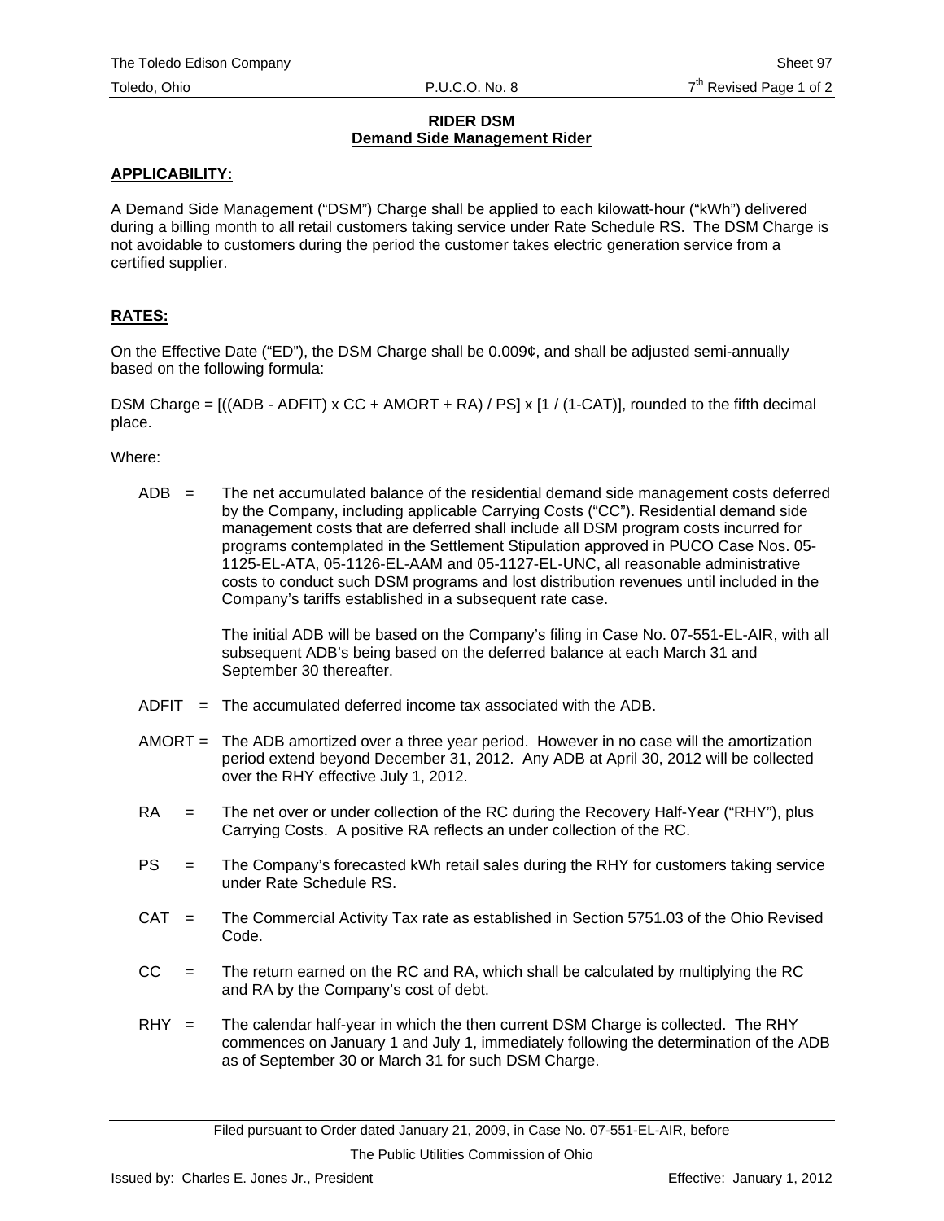## RIDER DSM
## Demand Side Management Rider

**APPLICABILITY:**

A Demand Side Management ("DSM") Charge shall be applied to each kilowatt-hour ("kWh") delivered during a billing month to all retail customers taking service under Rate Schedule RS. The DSM Charge is not avoidable to customers during the period the customer takes electric generation service from a certified supplier.

**RATES:**

On the Effective Date ("ED"), the DSM Charge shall be 0.009¢, and shall be adjusted semi-annually based on the following formula:

DSM Charge = [((ADB - ADFIT) x CC + AMORT + RA) / PS] x [1 / (1-CAT)], rounded to the fifth decimal place.

Where:

ADB = The net accumulated balance of the residential demand side management costs deferred by the Company, including applicable Carrying Costs ("CC"). Residential demand side management costs that are deferred shall include all DSM program costs incurred for programs contemplated in the Settlement Stipulation approved in PUCO Case Nos. 05-1125-EL-ATA, 05-1126-EL-AAM and 05-1127-EL-UNC, all reasonable administrative costs to conduct such DSM programs and lost distribution revenues until included in the Company's tariffs established in a subsequent rate case.

The initial ADB will be based on the Company's filing in Case No. 07-551-EL-AIR, with all subsequent ADB's being based on the deferred balance at each March 31 and September 30 thereafter.

ADFIT = The accumulated deferred income tax associated with the ADB.

AMORT = The ADB amortized over a three year period. However in no case will the amortization period extend beyond December 31, 2012. Any ADB at April 30, 2012 will be collected over the RHY effective July 1, 2012.

RA = The net over or under collection of the RC during the Recovery Half-Year ("RHY"), plus Carrying Costs. A positive RA reflects an under collection of the RC.

PS = The Company's forecasted kWh retail sales during the RHY for customers taking service under Rate Schedule RS.

CAT = The Commercial Activity Tax rate as established in Section 5751.03 of the Ohio Revised Code.

CC = The return earned on the RC and RA, which shall be calculated by multiplying the RC and RA by the Company's cost of debt.

RHY = The calendar half-year in which the then current DSM Charge is collected. The RHY commences on January 1 and July 1, immediately following the determination of the ADB as of September 30 or March 31 for such DSM Charge.

Filed pursuant to Order dated January 21, 2009, in Case No. 07-551-EL-AIR, before The Public Utilities Commission of Ohio

Issued by: Charles E. Jones Jr., President Effective: January 1, 2012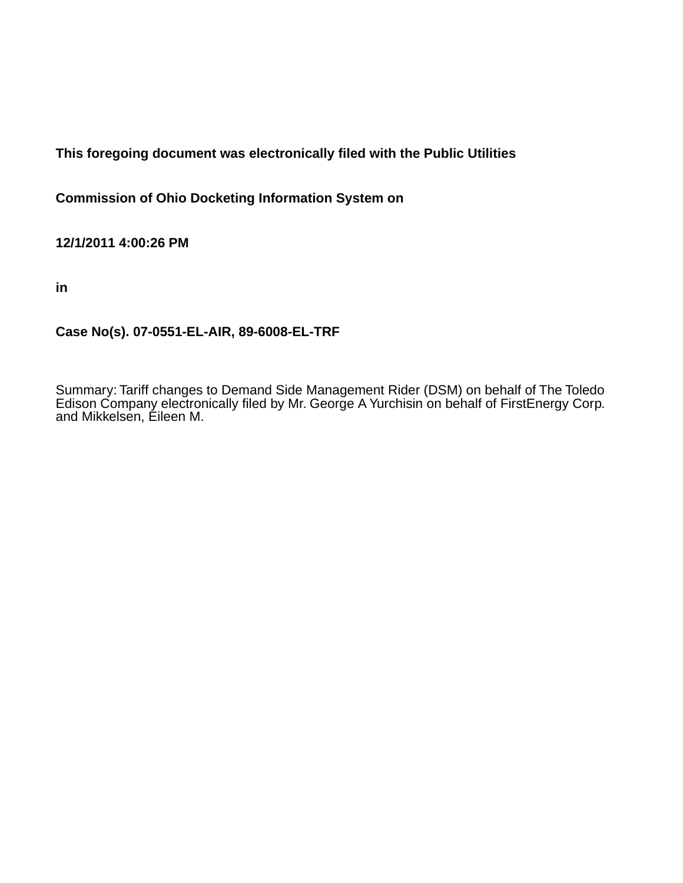**This foregoing document was electronically filed with the Public Utilities**

**Commission of Ohio Docketing Information System on**

**12/1/2011 4:00:26 PM**

**in**

**Case No(s). 07-0551-EL-AIR, 89-6008-EL-TRF**

Summary: Tariff changes to Demand Side Management Rider (DSM) on behalf of The Toledo Edison Company electronically filed by Mr. George A Yurchisin on behalf of FirstEnergy Corp. and Mikkelsen, Eileen M.